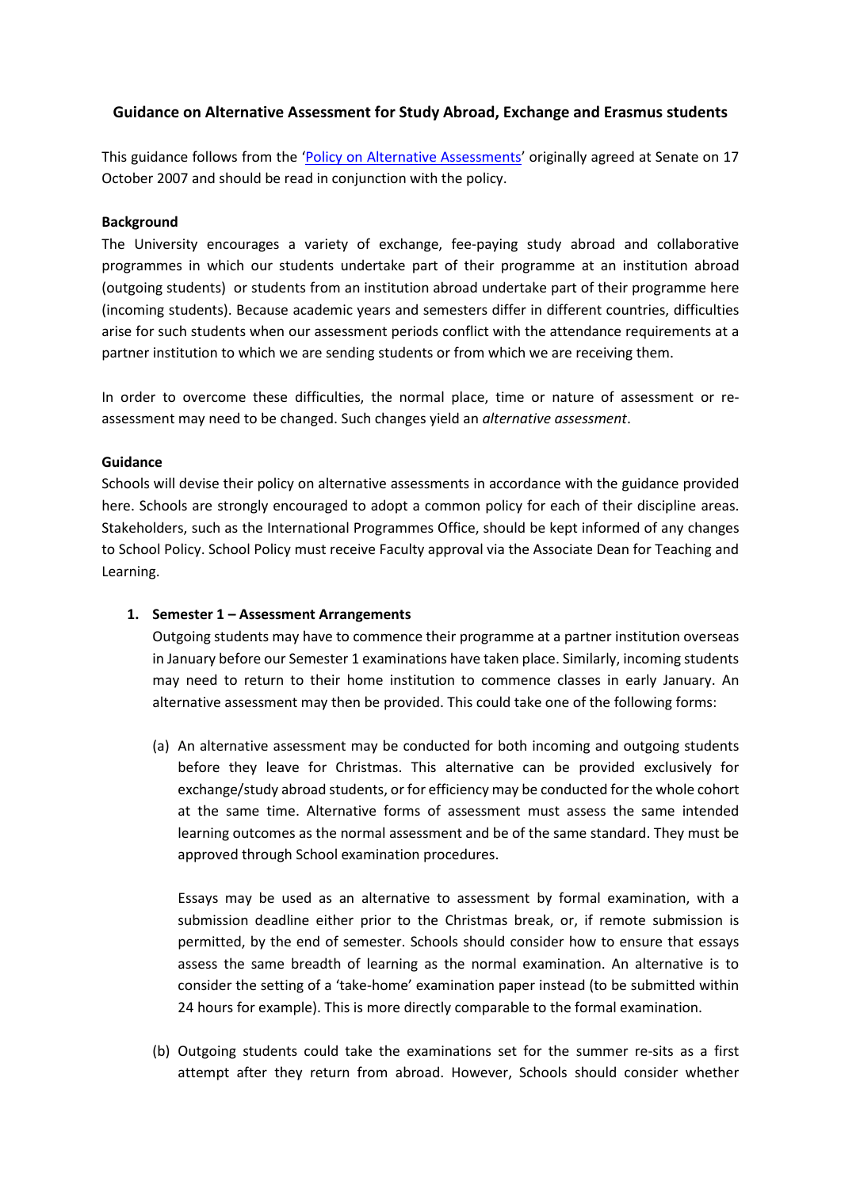# Guidance on Alternative Assessment for Study Abroad, Exchange and Erasmus students

This guidance follows from the '[Policy on Alternative Assessments]' originally agreed at Senate on 17 October 2007 and should be read in conjunction with the policy.

**Background**

The University encourages a variety of exchange, fee-paying study abroad and collaborative programmes in which our students undertake part of their programme at an institution abroad (outgoing students) or students from an institution abroad undertake part of their programme here (incoming students). Because academic years and semesters differ in different countries, difficulties arise for such students when our assessment periods conflict with the attendance requirements at a partner institution to which we are sending students or from which we are receiving them.

In order to overcome these difficulties, the normal place, time or nature of assessment or re-assessment may need to be changed. Such changes yield an *alternative assessment*.

**Guidance**

Schools will devise their policy on alternative assessments in accordance with the guidance provided here. Schools are strongly encouraged to adopt a common policy for each of their discipline areas. Stakeholders, such as the International Programmes Office, should be kept informed of any changes to School Policy. School Policy must receive Faculty approval via the Associate Dean for Teaching and Learning.

1. **Semester 1 – Assessment Arrangements**

   Outgoing students may have to commence their programme at a partner institution overseas in January before our Semester 1 examinations have taken place. Similarly, incoming students may need to return to their home institution to commence classes in early January. An alternative assessment may then be provided. This could take one of the following forms:

   (a) An alternative assessment may be conducted for both incoming and outgoing students before they leave for Christmas. This alternative can be provided exclusively for exchange/study abroad students, or for efficiency may be conducted for the whole cohort at the same time. Alternative forms of assessment must assess the same intended learning outcomes as the normal assessment and be of the same standard. They must be approved through School examination procedures.

   Essays may be used as an alternative to assessment by formal examination, with a submission deadline either prior to the Christmas break, or, if remote submission is permitted, by the end of semester. Schools should consider how to ensure that essays assess the same breadth of learning as the normal examination. An alternative is to consider the setting of a 'take-home' examination paper instead (to be submitted within 24 hours for example). This is more directly comparable to the formal examination.

   (b) Outgoing students could take the examinations set for the summer re-sits as a first attempt after they return from abroad. However, Schools should consider whether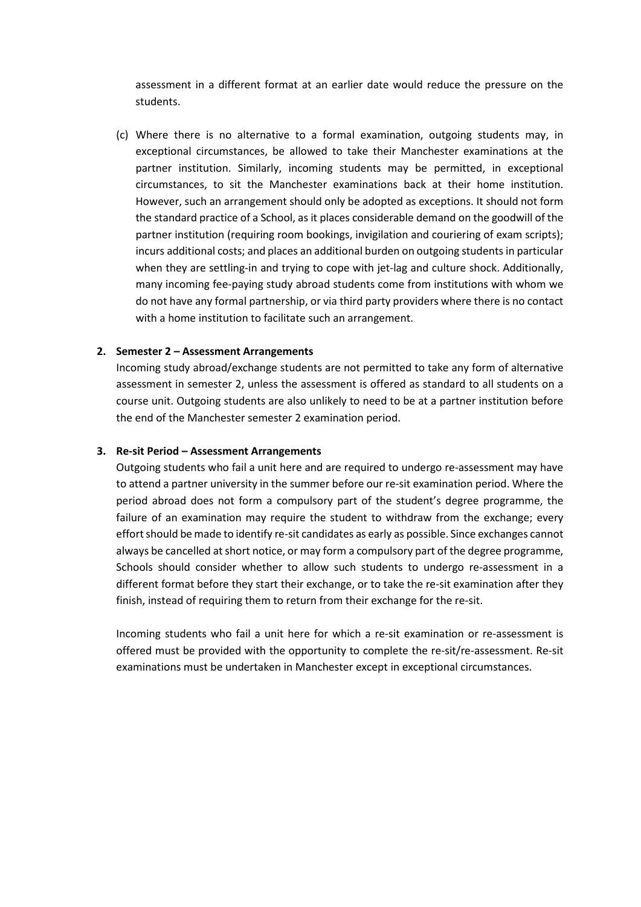assessment in a different format at an earlier date would reduce the pressure on the students.

(c) Where there is no alternative to a formal examination, outgoing students may, in exceptional circumstances, be allowed to take their Manchester examinations at the partner institution. Similarly, incoming students may be permitted, in exceptional circumstances, to sit the Manchester examinations back at their home institution. However, such an arrangement should only be adopted as exceptions. It should not form the standard practice of a School, as it places considerable demand on the goodwill of the partner institution (requiring room bookings, invigilation and couriering of exam scripts); incurs additional costs; and places an additional burden on outgoing students in particular when they are settling-in and trying to cope with jet-lag and culture shock. Additionally, many incoming fee-paying study abroad students come from institutions with whom we do not have any formal partnership, or via third party providers where there is no contact with a home institution to facilitate such an arrangement.

**2. Semester 2 – Assessment Arrangements**

Incoming study abroad/exchange students are not permitted to take any form of alternative assessment in semester 2, unless the assessment is offered as standard to all students on a course unit. Outgoing students are also unlikely to need to be at a partner institution before the end of the Manchester semester 2 examination period.

**3. Re-sit Period – Assessment Arrangements**

Outgoing students who fail a unit here and are required to undergo re-assessment may have to attend a partner university in the summer before our re-sit examination period. Where the period abroad does not form a compulsory part of the student's degree programme, the failure of an examination may require the student to withdraw from the exchange; every effort should be made to identify re-sit candidates as early as possible. Since exchanges cannot always be cancelled at short notice, or may form a compulsory part of the degree programme, Schools should consider whether to allow such students to undergo re-assessment in a different format before they start their exchange, or to take the re-sit examination after they finish, instead of requiring them to return from their exchange for the re-sit.

Incoming students who fail a unit here for which a re-sit examination or re-assessment is offered must be provided with the opportunity to complete the re-sit/re-assessment. Re-sit examinations must be undertaken in Manchester except in exceptional circumstances.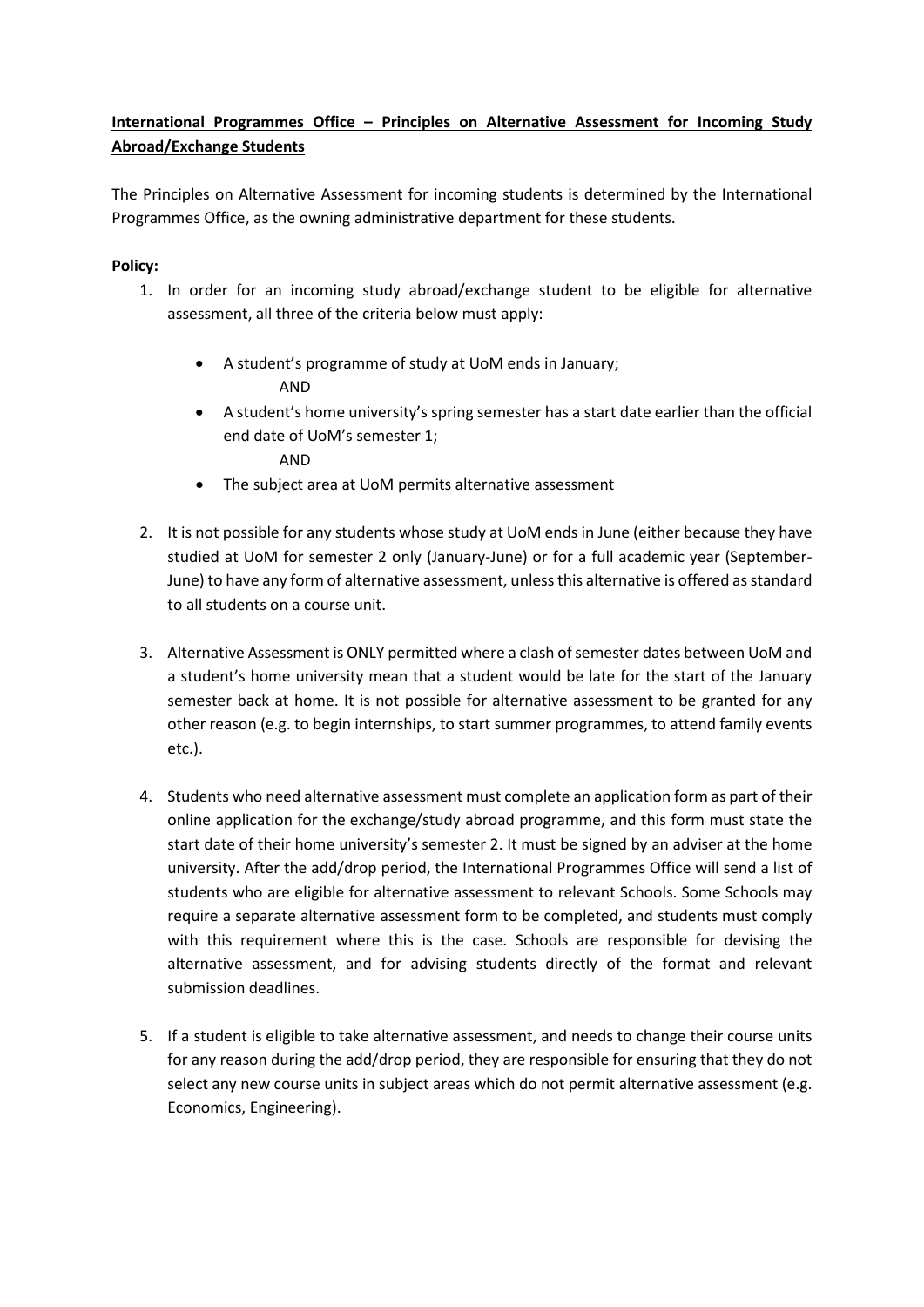**International Programmes Office – Principles on Alternative Assessment for Incoming Study Abroad/Exchange Students**

The Principles on Alternative Assessment for incoming students is determined by the International Programmes Office, as the owning administrative department for these students.

**Policy:**

1. In order for an incoming study abroad/exchange student to be eligible for alternative assessment, all three of the criteria below must apply:
   - A student's programme of study at UoM ends in January;
     AND
   - A student's home university's spring semester has a start date earlier than the official end date of UoM's semester 1;
     AND
   - The subject area at UoM permits alternative assessment

2. It is not possible for any students whose study at UoM ends in June (either because they have studied at UoM for semester 2 only (January-June) or for a full academic year (September-June) to have any form of alternative assessment, unless this alternative is offered as standard to all students on a course unit.

3. Alternative Assessment is ONLY permitted where a clash of semester dates between UoM and a student's home university mean that a student would be late for the start of the January semester back at home. It is not possible for alternative assessment to be granted for any other reason (e.g. to begin internships, to start summer programmes, to attend family events etc.).

4. Students who need alternative assessment must complete an application form as part of their online application for the exchange/study abroad programme, and this form must state the start date of their home university's semester 2. It must be signed by an adviser at the home university. After the add/drop period, the International Programmes Office will send a list of students who are eligible for alternative assessment to relevant Schools. Some Schools may require a separate alternative assessment form to be completed, and students must comply with this requirement where this is the case. Schools are responsible for devising the alternative assessment, and for advising students directly of the format and relevant submission deadlines.

5. If a student is eligible to take alternative assessment, and needs to change their course units for any reason during the add/drop period, they are responsible for ensuring that they do not select any new course units in subject areas which do not permit alternative assessment (e.g. Economics, Engineering).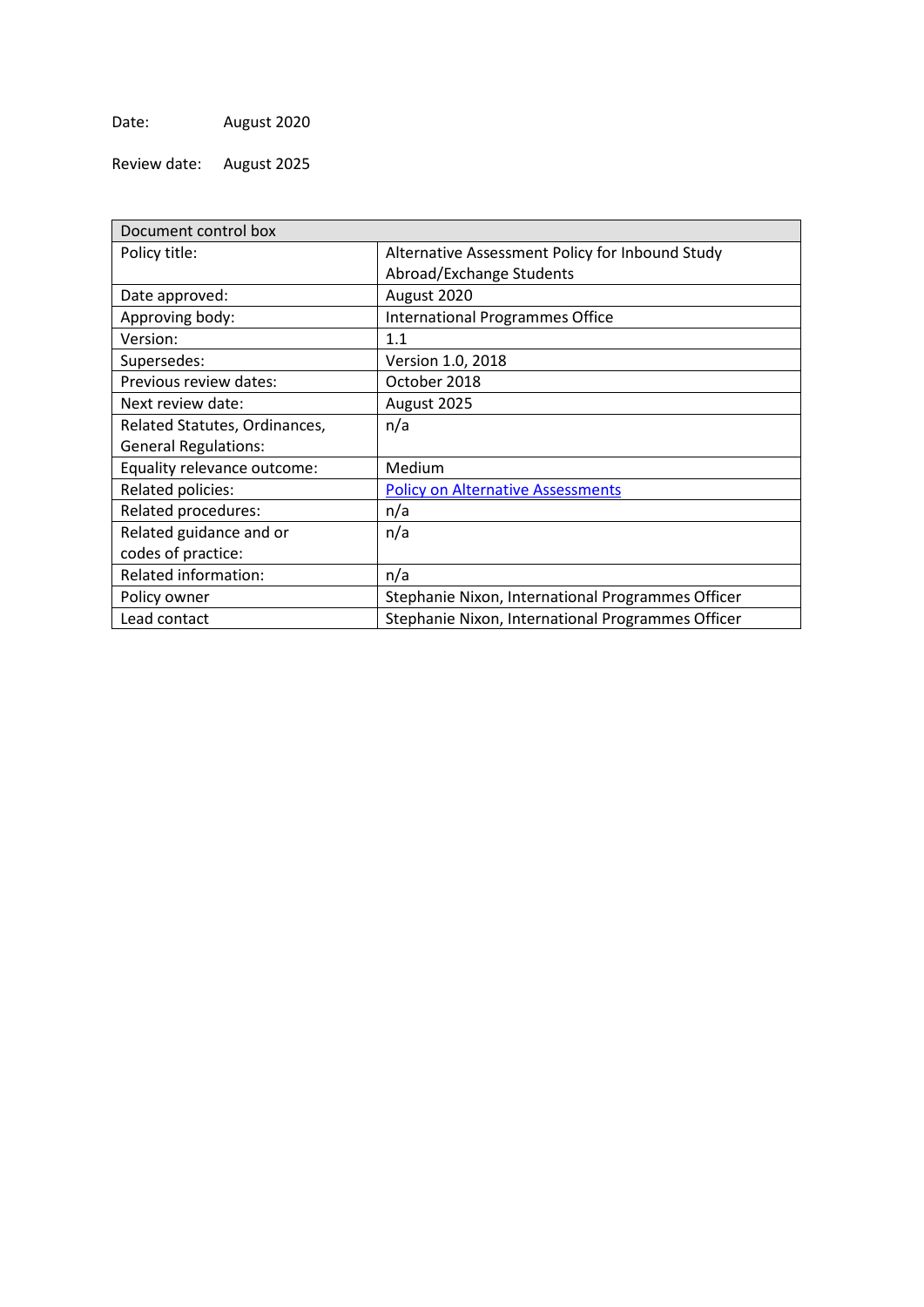Date: August 2020

Review date: August 2025

| Document control box | |
|---|---|
| Policy title: | Alternative Assessment Policy for Inbound Study Abroad/Exchange Students |
| Date approved: | August 2020 |
| Approving body: | International Programmes Office |
| Version: | 1.1 |
| Supersedes: | Version 1.0, 2018 |
| Previous review dates: | October 2018 |
| Next review date: | August 2025 |
| Related Statutes, Ordinances, General Regulations: | n/a |
| Equality relevance outcome: | Medium |
| Related policies: | Policy on Alternative Assessments |
| Related procedures: | n/a |
| Related guidance and or codes of practice: | n/a |
| Related information: | n/a |
| Policy owner | Stephanie Nixon, International Programmes Officer |
| Lead contact | Stephanie Nixon, International Programmes Officer |